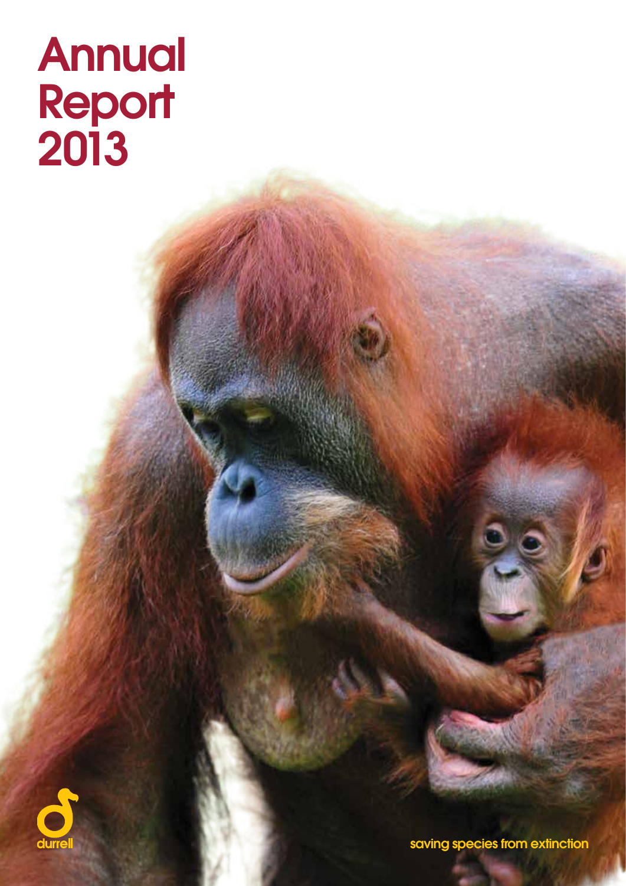# Annual Report 2013

durrell

saving species from extinction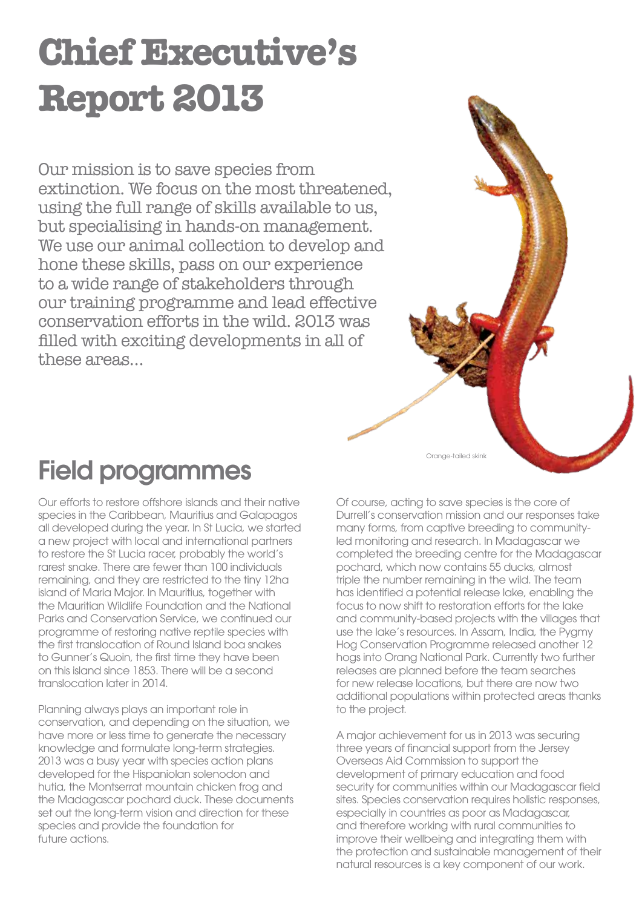# Chief Executive's Report 2013

Our mission is to save species from extinction. We focus on the most threatened, using the full range of skills available to us, but specialising in hands-on management. We use our animal collection to develop and hone these skills, pass on our experience to a wide range of stakeholders through our training programme and lead effective conservation efforts in the wild. 2013 was filled with exciting developments in all of these areas...

Orange-tailed skink

## Field programmes

Our efforts to restore offshore islands and their native species in the Caribbean, Mauritius and Galapagos all developed during the year. In St Lucia, we started a new project with local and international partners to restore the St Lucia racer, probably the world's rarest snake. There are fewer than 100 individuals remaining, and they are restricted to the tiny 12ha island of Maria Major. In Mauritius, together with the Mauritian Wildlife Foundation and the National Parks and Conservation Service, we continued our programme of restoring native reptile species with the first translocation of Round Island boa snakes to Gunner's Quoin, the first time they have been on this island since 1853. There will be a second translocation later in 2014.

Planning always plays an important role in conservation, and depending on the situation, we have more or less time to generate the necessary knowledge and formulate long-term strategies. 2013 was a busy year with species action plans developed for the Hispaniolan solenodon and hutia, the Montserrat mountain chicken frog and the Madagascar pochard duck. These documents set out the long-term vision and direction for these species and provide the foundation for future actions.

Of course, acting to save species is the core of Durrell's conservation mission and our responses take many forms, from captive breeding to community-led monitoring and research. In Madagascar we completed the breeding centre for the Madagascar pochard, which now contains 55 ducks, almost triple the number remaining in the wild. The team has identified a potential release lake, enabling the focus to now shift to restoration efforts for the lake and community-based projects with the villages that use the lake's resources. In Assam, India, the Pygmy Hog Conservation Programme released another 12 hogs into Orang National Park. Currently two further releases are planned before the team searches for new release locations, but there are now two additional populations within protected areas thanks to the project.

A major achievement for us in 2013 was securing three years of financial support from the Jersey Overseas Aid Commission to support the development of primary education and food security for communities within our Madagascar field sites. Species conservation requires holistic responses, especially in countries as poor as Madagascar, and therefore working with rural communities to improve their wellbeing and integrating them with the protection and sustainable management of their natural resources is a key component of our work.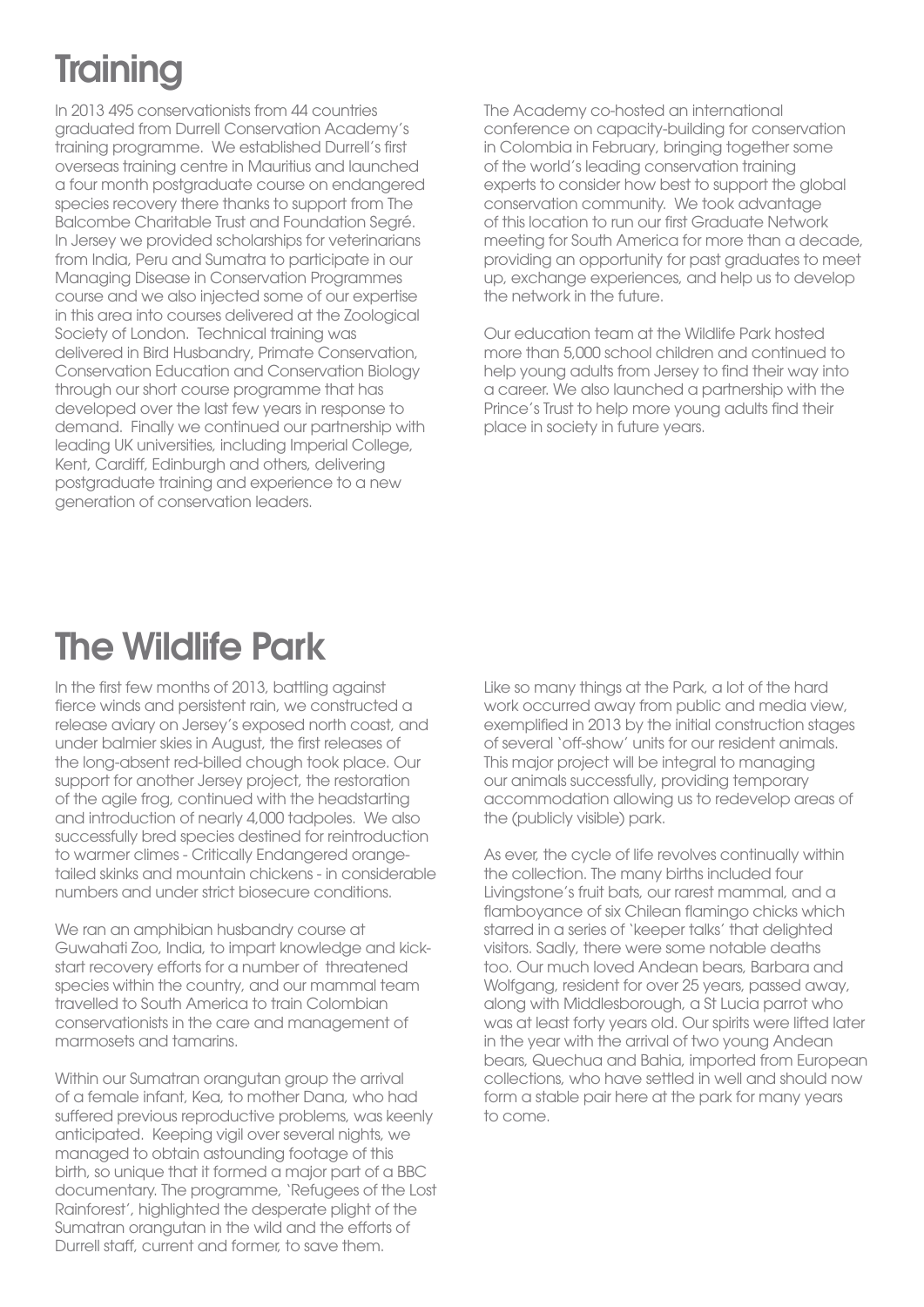# Training

In 2013 495 conservationists from 44 countries graduated from Durrell Conservation Academy's training programme. We established Durrell's first overseas training centre in Mauritius and launched a four month postgraduate course on endangered species recovery there thanks to support from The Balcombe Charitable Trust and Foundation Segré. In Jersey we provided scholarships for veterinarians from India, Peru and Sumatra to participate in our Managing Disease in Conservation Programmes course and we also injected some of our expertise in this area into courses delivered at the Zoological Society of London. Technical training was delivered in Bird Husbandry, Primate Conservation, Conservation Education and Conservation Biology through our short course programme that has developed over the last few years in response to demand. Finally we continued our partnership with leading UK universities, including Imperial College, Kent, Cardiff, Edinburgh and others, delivering postgraduate training and experience to a new generation of conservation leaders.

The Academy co-hosted an international conference on capacity-building for conservation in Colombia in February, bringing together some of the world's leading conservation training experts to consider how best to support the global conservation community. We took advantage of this location to run our first Graduate Network meeting for South America for more than a decade, providing an opportunity for past graduates to meet up, exchange experiences, and help us to develop the network in the future.

Our education team at the Wildlife Park hosted more than 5,000 school children and continued to help young adults from Jersey to find their way into a career. We also launched a partnership with the Prince's Trust to help more young adults find their place in society in future years.

# The Wildlife Park

In the first few months of 2013, battling against fierce winds and persistent rain, we constructed a release aviary on Jersey's exposed north coast, and under balmier skies in August, the first releases of the long-absent red-billed chough took place. Our support for another Jersey project, the restoration of the agile frog, continued with the headstarting and introduction of nearly 4,000 tadpoles. We also successfully bred species destined for reintroduction to warmer climes - Critically Endangered orange-tailed skinks and mountain chickens - in considerable numbers and under strict biosecure conditions.

We ran an amphibian husbandry course at Guwahati Zoo, India, to impart knowledge and kick-start recovery efforts for a number of threatened species within the country, and our mammal team travelled to South America to train Colombian conservationists in the care and management of marmosets and tamarins.

Within our Sumatran orangutan group the arrival of a female infant, Kea, to mother Dana, who had suffered previous reproductive problems, was keenly anticipated. Keeping vigil over several nights, we managed to obtain astounding footage of this birth, so unique that it formed a major part of a BBC documentary. The programme, 'Refugees of the Lost Rainforest', highlighted the desperate plight of the Sumatran orangutan in the wild and the efforts of Durrell staff, current and former, to save them.

Like so many things at the Park, a lot of the hard work occurred away from public and media view, exemplified in 2013 by the initial construction stages of several 'off-show' units for our resident animals. This major project will be integral to managing our animals successfully, providing temporary accommodation allowing us to redevelop areas of the (publicly visible) park.

As ever, the cycle of life revolves continually within the collection. The many births included four Livingstone's fruit bats, our rarest mammal, and a flamboyance of six Chilean flamingo chicks which starred in a series of 'keeper talks' that delighted visitors. Sadly, there were some notable deaths too. Our much loved Andean bears, Barbara and Wolfgang, resident for over 25 years, passed away, along with Middlesborough, a St Lucia parrot who was at least forty years old. Our spirits were lifted later in the year with the arrival of two young Andean bears, Quechua and Bahia, imported from European collections, who have settled in well and should now form a stable pair here at the park for many years to come.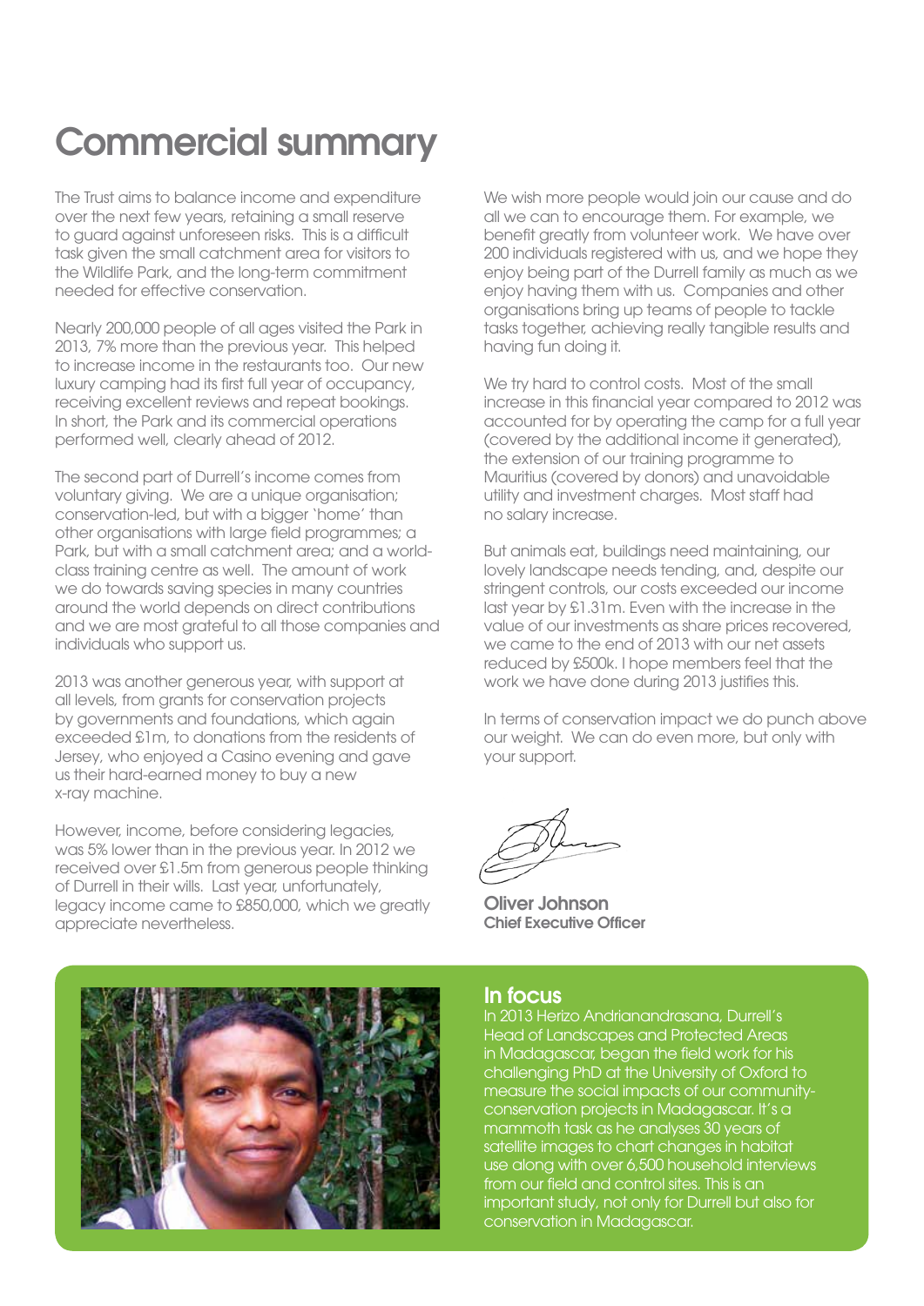# Commercial summary

The Trust aims to balance income and expenditure over the next few years, retaining a small reserve to guard against unforeseen risks. This is a difficult task given the small catchment area for visitors to the Wildlife Park, and the long-term commitment needed for effective conservation.

Nearly 200,000 people of all ages visited the Park in 2013, 7% more than the previous year. This helped to increase income in the restaurants too. Our new luxury camping had its first full year of occupancy, receiving excellent reviews and repeat bookings. In short, the Park and its commercial operations performed well, clearly ahead of 2012.

The second part of Durrell's income comes from voluntary giving. We are a unique organisation; conservation-led, but with a bigger 'home' than other organisations with large field programmes; a Park, but with a small catchment area; and a world-class training centre as well. The amount of work we do towards saving species in many countries around the world depends on direct contributions and we are most grateful to all those companies and individuals who support us.

2013 was another generous year, with support at all levels, from grants for conservation projects by governments and foundations, which again exceeded £1m, to donations from the residents of Jersey, who enjoyed a Casino evening and gave us their hard-earned money to buy a new x-ray machine.

However, income, before considering legacies, was 5% lower than in the previous year. In 2012 we received over £1.5m from generous people thinking of Durrell in their wills. Last year, unfortunately, legacy income came to £850,000, which we greatly appreciate nevertheless.

We wish more people would join our cause and do all we can to encourage them. For example, we benefit greatly from volunteer work. We have over 200 individuals registered with us, and we hope they enjoy being part of the Durrell family as much as we enjoy having them with us. Companies and other organisations bring up teams of people to tackle tasks together, achieving really tangible results and having fun doing it.

We try hard to control costs. Most of the small increase in this financial year compared to 2012 was accounted for by operating the camp for a full year (covered by the additional income it generated), the extension of our training programme to Mauritius (covered by donors) and unavoidable utility and investment charges. Most staff had no salary increase.

But animals eat, buildings need maintaining, our lovely landscape needs tending, and, despite our stringent controls, our costs exceeded our income last year by £1.31m. Even with the increase in the value of our investments as share prices recovered, we came to the end of 2013 with our net assets reduced by £500k. I hope members feel that the work we have done during 2013 justifies this.

In terms of conservation impact we do punch above our weight. We can do even more, but only with your support.

**Oliver Johnson**
**Chief Executive Officer**

## In focus

In 2013 Herizo Andrianandrasana, Durrell's Head of Landscapes and Protected Areas in Madagascar, began the field work for his challenging PhD at the University of Oxford to measure the social impacts of our community-conservation projects in Madagascar. It's a mammoth task as he analyses 30 years of satellite images to chart changes in habitat use along with over 6,500 household interviews from our field and control sites. This is an important study, not only for Durrell but also for conservation in Madagascar.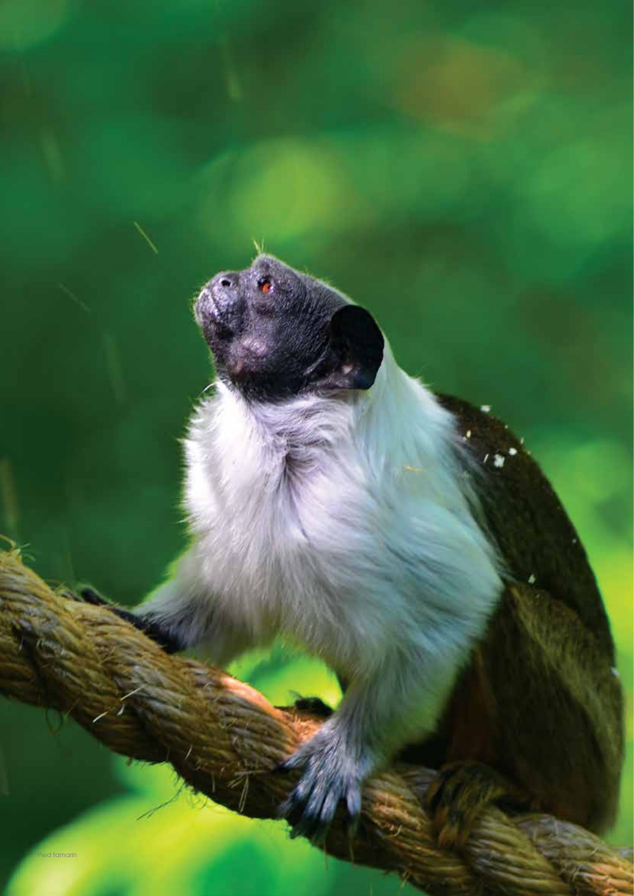Pied tamarin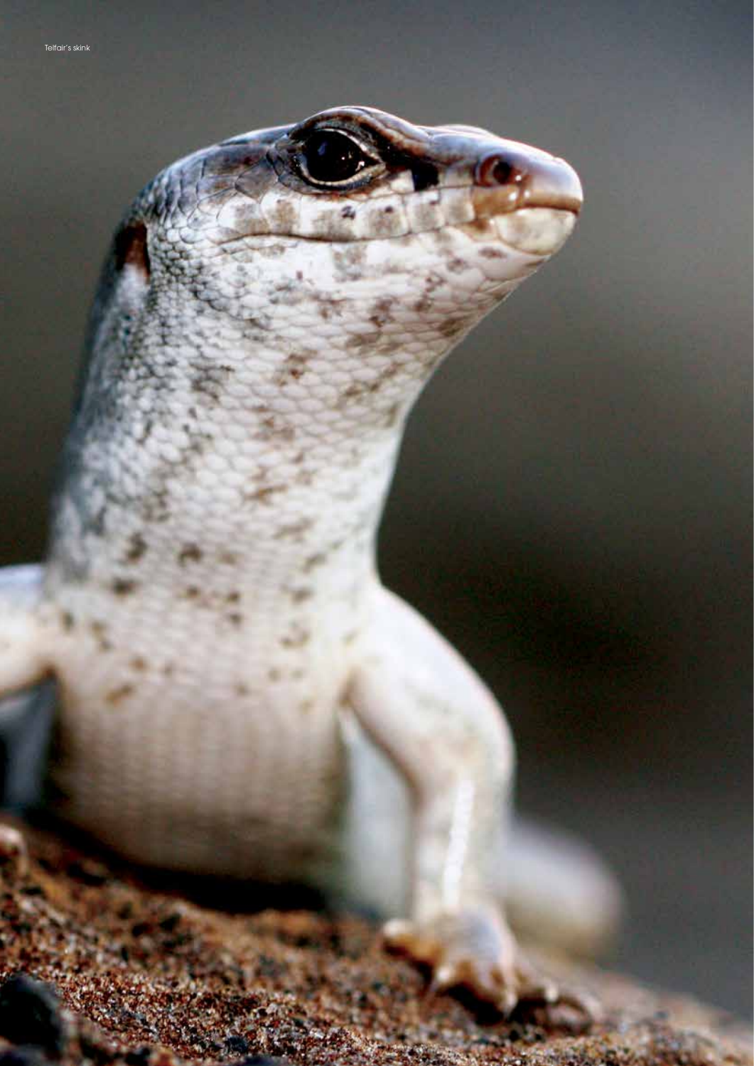Telfair's skink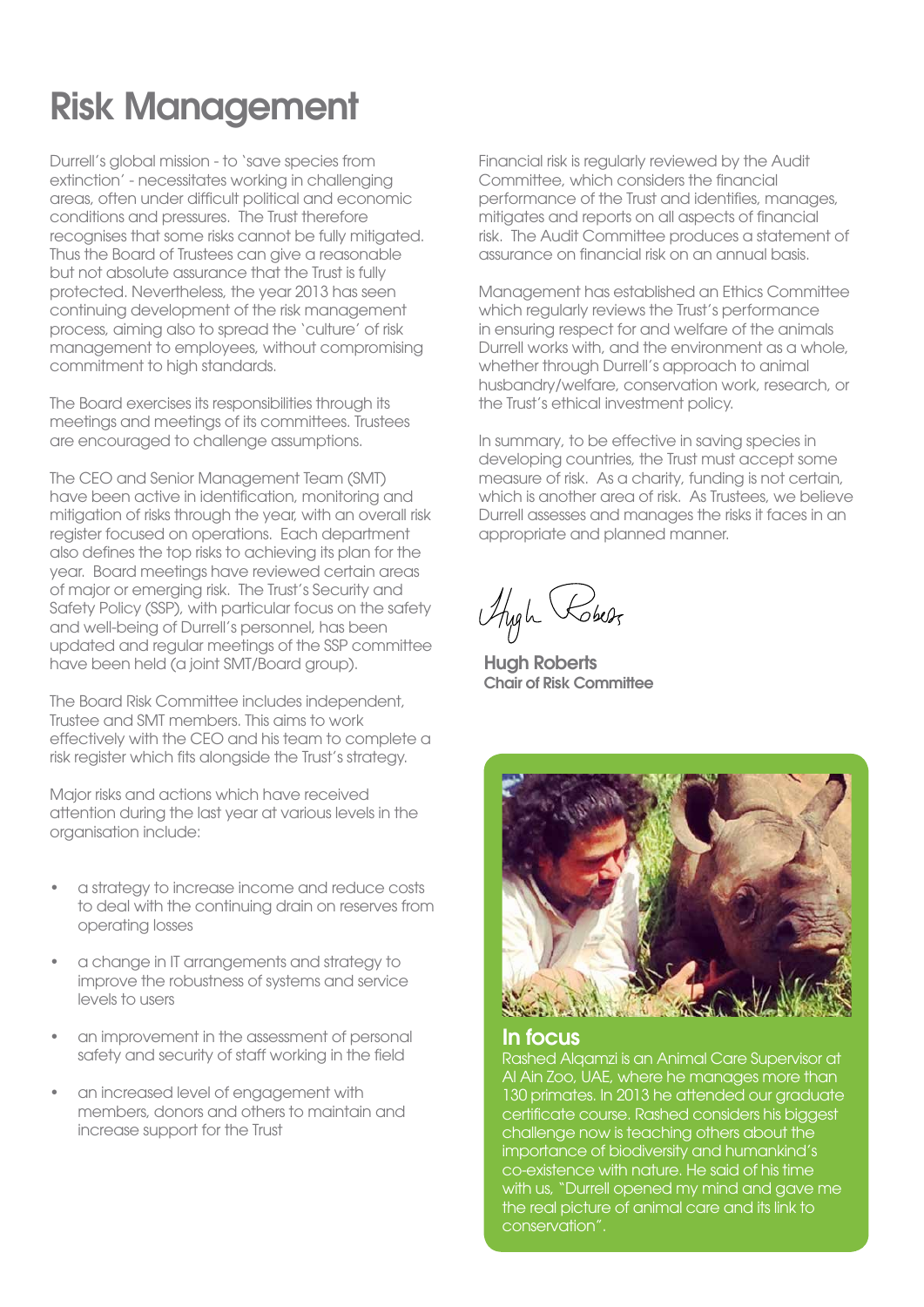# Risk Management

Durrell's global mission - to 'save species from extinction' - necessitates working in challenging areas, often under difficult political and economic conditions and pressures. The Trust therefore recognises that some risks cannot be fully mitigated. Thus the Board of Trustees can give a reasonable but not absolute assurance that the Trust is fully protected. Nevertheless, the year 2013 has seen continuing development of the risk management process, aiming also to spread the 'culture' of risk management to employees, without compromising commitment to high standards.

The Board exercises its responsibilities through its meetings and meetings of its committees. Trustees are encouraged to challenge assumptions.

The CEO and Senior Management Team (SMT) have been active in identification, monitoring and mitigation of risks through the year, with an overall risk register focused on operations. Each department also defines the top risks to achieving its plan for the year. Board meetings have reviewed certain areas of major or emerging risk. The Trust's Security and Safety Policy (SSP), with particular focus on the safety and well-being of Durrell's personnel, has been updated and regular meetings of the SSP committee have been held (a joint SMT/Board group).

The Board Risk Committee includes independent, Trustee and SMT members. This aims to work effectively with the CEO and his team to complete a risk register which fits alongside the Trust's strategy.

Major risks and actions which have received attention during the last year at various levels in the organisation include:

- a strategy to increase income and reduce costs to deal with the continuing drain on reserves from operating losses
- a change in IT arrangements and strategy to improve the robustness of systems and service levels to users
- an improvement in the assessment of personal safety and security of staff working in the field
- an increased level of engagement with members, donors and others to maintain and increase support for the Trust

Financial risk is regularly reviewed by the Audit Committee, which considers the financial performance of the Trust and identifies, manages, mitigates and reports on all aspects of financial risk. The Audit Committee produces a statement of assurance on financial risk on an annual basis.

Management has established an Ethics Committee which regularly reviews the Trust's performance in ensuring respect for and welfare of the animals Durrell works with, and the environment as a whole, whether through Durrell's approach to animal husbandry/welfare, conservation work, research, or the Trust's ethical investment policy.

In summary, to be effective in saving species in developing countries, the Trust must accept some measure of risk. As a charity, funding is not certain, which is another area of risk. As Trustees, we believe Durrell assesses and manages the risks it faces in an appropriate and planned manner.

**Hugh Roberts**
**Chair of Risk Committee**

## In focus

Rashed Alqamzi is an Animal Care Supervisor at Al Ain Zoo, UAE, where he manages more than 130 primates. In 2013 he attended our graduate certificate course. Rashed considers his biggest challenge now is teaching others about the importance of biodiversity and humankind's co-existence with nature. He said of his time with us, "Durrell opened my mind and gave me the real picture of animal care and its link to conservation".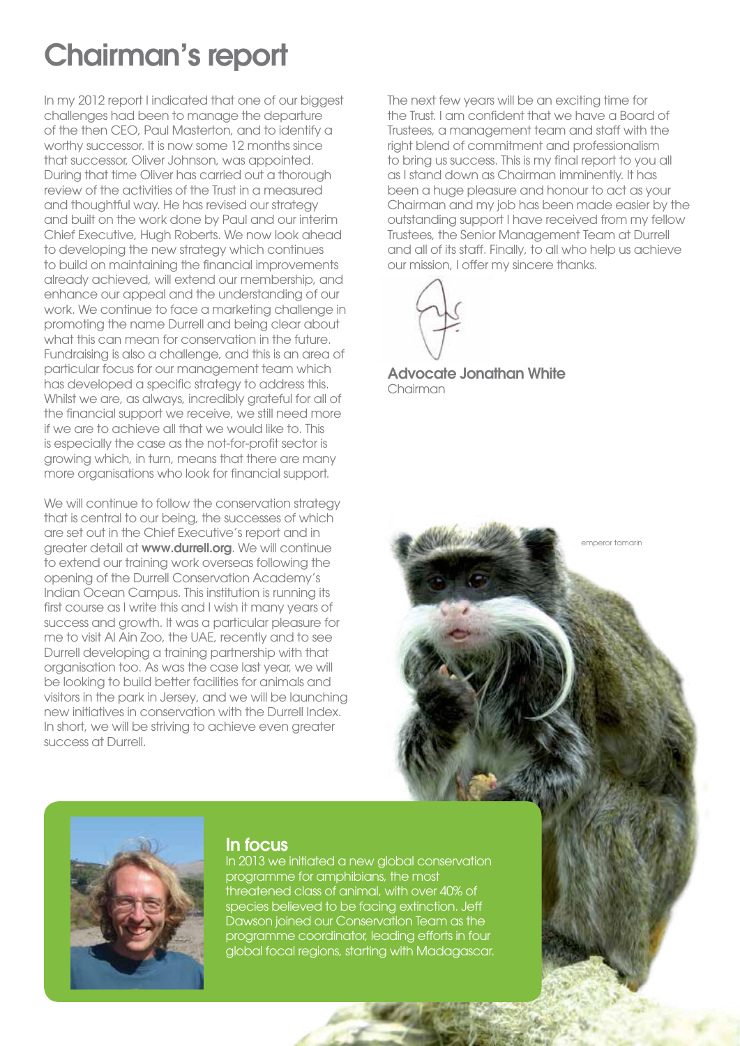# Chairman's report

In my 2012 report I indicated that one of our biggest challenges had been to manage the departure of the then CEO, Paul Masterton, and to identify a worthy successor. It is now some 12 months since that successor, Oliver Johnson, was appointed. During that time Oliver has carried out a thorough review of the activities of the Trust in a measured and thoughtful way. He has revised our strategy and built on the work done by Paul and our interim Chief Executive, Hugh Roberts. We now look ahead to developing the new strategy which continues to build on maintaining the financial improvements already achieved, will extend our membership, and enhance our appeal and the understanding of our work. We continue to face a marketing challenge in promoting the name Durrell and being clear about what this can mean for conservation in the future. Fundraising is also a challenge, and this is an area of particular focus for our management team which has developed a specific strategy to address this. Whilst we are, as always, incredibly grateful for all of the financial support we receive, we still need more if we are to achieve all that we would like to. This is especially the case as the not-for-profit sector is growing which, in turn, means that there are many more organisations who look for financial support.

We will continue to follow the conservation strategy that is central to our being, the successes of which are set out in the Chief Executive's report and in greater detail at **www.durrell.org**. We will continue to extend our training work overseas following the opening of the Durrell Conservation Academy's Indian Ocean Campus. This institution is running its first course as I write this and I wish it many years of success and growth. It was a particular pleasure for me to visit Al Ain Zoo, the UAE, recently and to see Durrell developing a training partnership with that organisation too. As was the case last year, we will be looking to build better facilities for animals and visitors in the park in Jersey, and we will be launching new initiatives in conservation with the Durrell Index. In short, we will be striving to achieve even greater success at Durrell.

The next few years will be an exciting time for the Trust. I am confident that we have a Board of Trustees, a management team and staff with the right blend of commitment and professionalism to bring us success. This is my final report to you all as I stand down as Chairman imminently. It has been a huge pleasure and honour to act as your Chairman and my job has been made easier by the outstanding support I have received from my fellow Trustees, the Senior Management Team at Durrell and all of its staff. Finally, to all who help us achieve our mission, I offer my sincere thanks.

**Advocate Jonathan White**
Chairman

emperor tamarin

## In focus

In 2013 we initiated a new global conservation programme for amphibians, the most threatened class of animal, with over 40% of species believed to be facing extinction. Jeff Dawson joined our Conservation Team as the programme coordinator, leading efforts in four global focal regions, starting with Madagascar.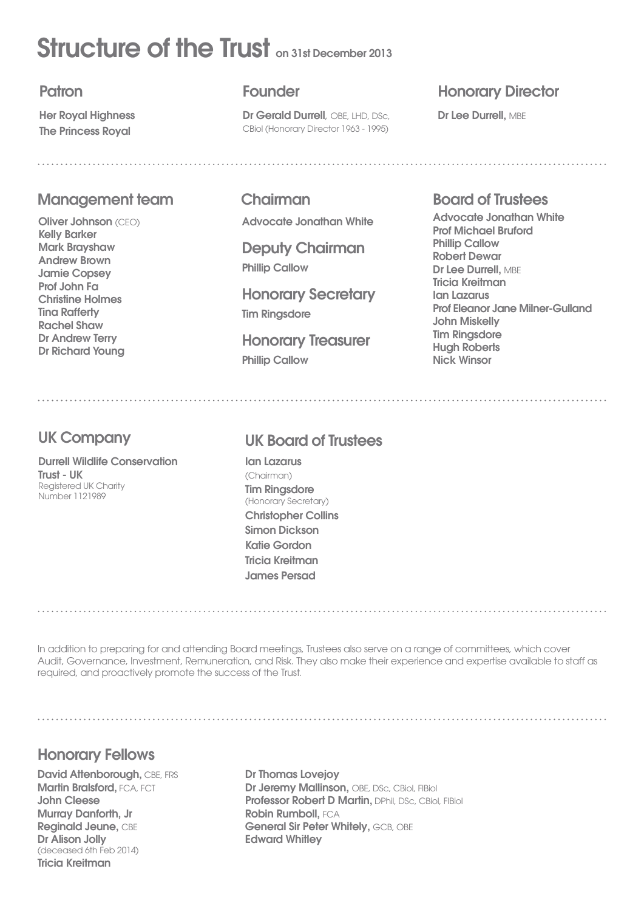# Structure of the Trust on 31st December 2013

## Patron

Her Royal Highness
The Princess Royal

## Founder

**Dr Gerald Durrell**, OBE, LHD, DSc, CBiol (Honorary Director 1963 - 1995)

## Honorary Director

**Dr Lee Durrell**, MBE

## Management team

Oliver Johnson (CEO)
Kelly Barker
Mark Brayshaw
Andrew Brown
Jamie Copsey
Prof John Fa
Christine Holmes
Tina Rafferty
Rachel Shaw
Dr Andrew Terry
Dr Richard Young

## Chairman

Advocate Jonathan White

## Deputy Chairman

Phillip Callow

## Honorary Secretary

Tim Ringsdore

## Honorary Treasurer

Phillip Callow

## Board of Trustees

Advocate Jonathan White
Prof Michael Bruford
Phillip Callow
Robert Dewar
Dr Lee Durrell, MBE
Tricia Kreitman
Ian Lazarus
Prof Eleanor Jane Milner-Gulland
John Miskelly
Tim Ringsdore
Hugh Roberts
Nick Winsor

## UK Company

**Durrell Wildlife Conservation Trust - UK**
Registered UK Charity Number 1121989

## UK Board of Trustees

Ian Lazarus (Chairman)
Tim Ringsdore (Honorary Secretary)
Christopher Collins
Simon Dickson
Katie Gordon
Tricia Kreitman
James Persad

In addition to preparing for and attending Board meetings, Trustees also serve on a range of committees, which cover Audit, Governance, Investment, Remuneration, and Risk. They also make their experience and expertise available to staff as required, and proactively promote the success of the Trust.

## Honorary Fellows

**David Attenborough**, CBE, FRS
**Martin Bralsford**, FCA, FCT
**John Cleese**
**Murray Danforth, Jr**
**Reginald Jeune**, CBE
**Dr Alison Jolly** (deceased 6th Feb 2014)
**Tricia Kreitman**
**Dr Thomas Lovejoy**
**Dr Jeremy Mallinson**, OBE, DSc, CBiol, FIBiol
**Professor Robert D Martin**, DPhil, DSc, CBiol, FIBiol
**Robin Rumboll**, FCA
**General Sir Peter Whitely**, GCB, OBE
**Edward Whitley**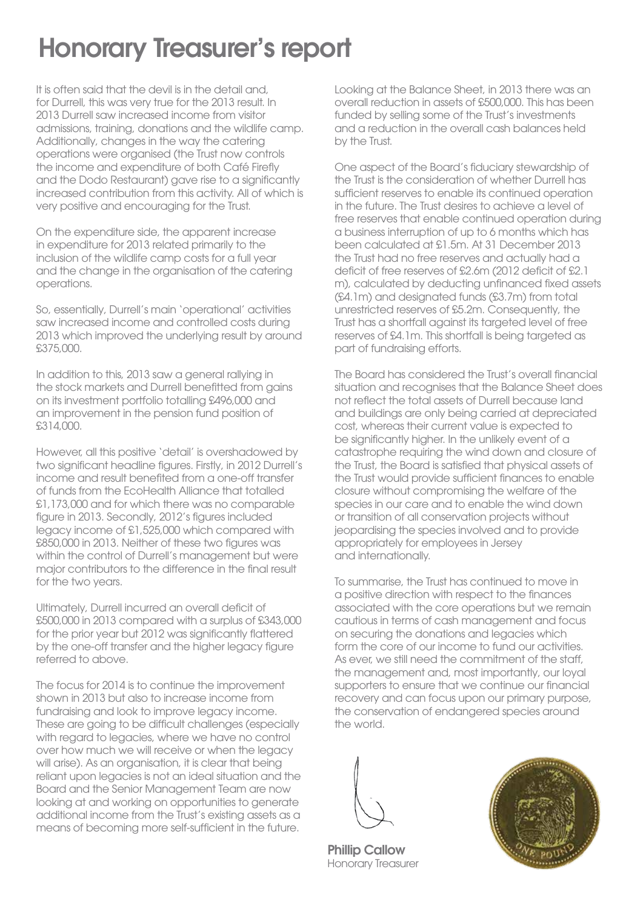# Honorary Treasurer's report

It is often said that the devil is in the detail and, for Durrell, this was very true for the 2013 result. In 2013 Durrell saw increased income from visitor admissions, training, donations and the wildlife camp. Additionally, changes in the way the catering operations were organised (the Trust now controls the income and expenditure of both Café Firefly and the Dodo Restaurant) gave rise to a significantly increased contribution from this activity. All of which is very positive and encouraging for the Trust.

On the expenditure side, the apparent increase in expenditure for 2013 related primarily to the inclusion of the wildlife camp costs for a full year and the change in the organisation of the catering operations.

So, essentially, Durrell's main 'operational' activities saw increased income and controlled costs during 2013 which improved the underlying result by around £375,000.

In addition to this, 2013 saw a general rallying in the stock markets and Durrell benefitted from gains on its investment portfolio totalling £496,000 and an improvement in the pension fund position of £314,000.

However, all this positive 'detail' is overshadowed by two significant headline figures. Firstly, in 2012 Durrell's income and result benefited from a one-off transfer of funds from the EcoHealth Alliance that totalled £1,173,000 and for which there was no comparable figure in 2013. Secondly, 2012's figures included legacy income of £1,525,000 which compared with £850,000 in 2013. Neither of these two figures was within the control of Durrell's management but were major contributors to the difference in the final result for the two years.

Ultimately, Durrell incurred an overall deficit of £500,000 in 2013 compared with a surplus of £343,000 for the prior year but 2012 was significantly flattered by the one-off transfer and the higher legacy figure referred to above.

The focus for 2014 is to continue the improvement shown in 2013 but also to increase income from fundraising and look to improve legacy income. These are going to be difficult challenges (especially with regard to legacies, where we have no control over how much we will receive or when the legacy will arise). As an organisation, it is clear that being reliant upon legacies is not an ideal situation and the Board and the Senior Management Team are now looking at and working on opportunities to generate additional income from the Trust's existing assets as a means of becoming more self-sufficient in the future.

Looking at the Balance Sheet, in 2013 there was an overall reduction in assets of £500,000. This has been funded by selling some of the Trust's investments and a reduction in the overall cash balances held by the Trust.

One aspect of the Board's fiduciary stewardship of the Trust is the consideration of whether Durrell has sufficient reserves to enable its continued operation in the future. The Trust desires to achieve a level of free reserves that enable continued operation during a business interruption of up to 6 months which has been calculated at £1.5m. At 31 December 2013 the Trust had no free reserves and actually had a deficit of free reserves of £2.6m (2012 deficit of £2.1 m), calculated by deducting unfinanced fixed assets (£4.1m) and designated funds (£3.7m) from total unrestricted reserves of £5.2m. Consequently, the Trust has a shortfall against its targeted level of free reserves of £4.1m. This shortfall is being targeted as part of fundraising efforts.

The Board has considered the Trust's overall financial situation and recognises that the Balance Sheet does not reflect the total assets of Durrell because land and buildings are only being carried at depreciated cost, whereas their current value is expected to be significantly higher. In the unlikely event of a catastrophe requiring the wind down and closure of the Trust, the Board is satisfied that physical assets of the Trust would provide sufficient finances to enable closure without compromising the welfare of the species in our care and to enable the wind down or transition of all conservation projects without jeopardising the species involved and to provide appropriately for employees in Jersey and internationally.

To summarise, the Trust has continued to move in a positive direction with respect to the finances associated with the core operations but we remain cautious in terms of cash management and focus on securing the donations and legacies which form the core of our income to fund our activities. As ever, we still need the commitment of the staff, the management and, most importantly, our loyal supporters to ensure that we continue our financial recovery and can focus upon our primary purpose, the conservation of endangered species around the world.

**Phillip Callow**
Honorary Treasurer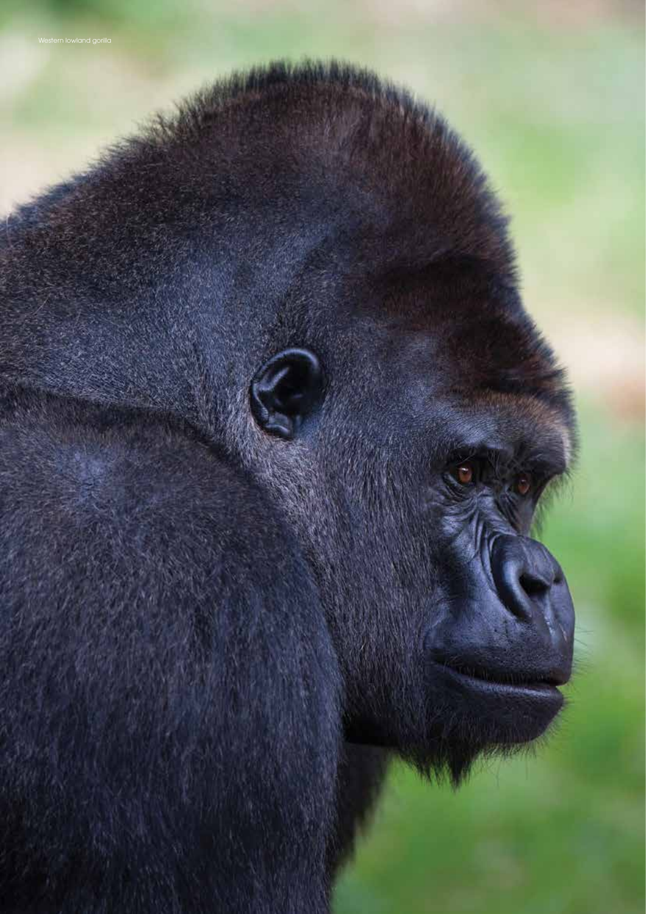Western lowland gorilla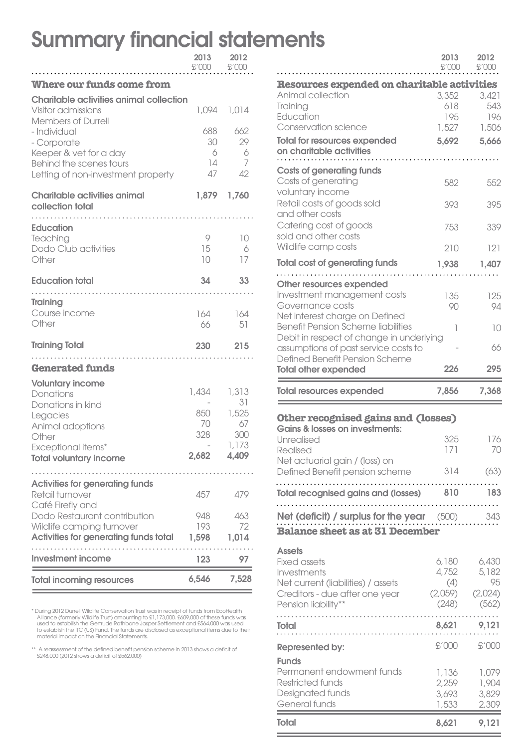# Summary financial statements

| | 2013 £'000 | 2012 £'000 |
|---|---|---|
| **Where our funds come from** | | |
| **Charitable activities animal collection** | | |
| Visitor admissions | 1,094 | 1,014 |
| Members of Durrell | | |
| - Individual | 688 | 662 |
| - Corporate | 30 | 29 |
| Keeper & vet for a day | 6 | 6 |
| Behind the scenes tours | 14 | 7 |
| Letting of non-investment property | 47 | 42 |
| **Charitable activities animal collection total** | **1,879** | **1,760** |
| **Education** | | |
| Teaching | 9 | 10 |
| Dodo Club activities | 15 | 6 |
| Other | 10 | 17 |
| **Education total** | **34** | **33** |
| **Training** | | |
| Course income | 164 | 164 |
| Other | 66 | 51 |
| **Training Total** | **230** | **215** |
| **Generated funds** | | |
| **Voluntary income** | | |
| Donations | 1,434 | 1,313 |
| Donations in kind | - | 31 |
| Legacies | 850 | 1,525 |
| Animal adoptions | 70 | 67 |
| Other | 328 | 300 |
| Exceptional items* | - | 1,173 |
| **Total voluntary income** | **2,682** | **4,409** |
| **Activities for generating funds** | | |
| Retail turnover | 457 | 479 |
| Café Firefly and Dodo Restaurant contribution | 948 | 463 |
| Wildlife camping turnover | 193 | 72 |
| **Activities for generating funds total** | **1,598** | **1,014** |
| **Investment income** | **123** | **97** |
| **Total incoming resources** | **6,546** | **7,528** |

\* During 2012 Durrell Wildlife Conservation Trust was in receipt of funds from EcoHealth Alliance (formerly Wildlife Trust) amounting to £1,173,000. £609,000 of these funds was used to establish the Gertrude Rathbone Jasper Settlement and £564,000 was used to establish the ITC (US) Fund. The funds are disclosed as exceptional items due to their material impact on the Financial Statements.

\*\* A reassessment of the defined benefit pension scheme in 2013 shows a deficit of £248,000 (2012 shows a deficit of £562,000)

| | 2013 £'000 | 2012 £'000 |
|---|---|---|
| **Resources expended on charitable activities** | | |
| Animal collection | 3,352 | 3,421 |
| Training | 618 | 543 |
| Education | 195 | 196 |
| Conservation science | 1,527 | 1,506 |
| **Total for resources expended on charitable activities** | **5,692** | **5,666** |
| **Costs of generating funds** | | |
| Costs of generating voluntary income | 582 | 552 |
| Retail costs of goods sold and other costs | 393 | 395 |
| Catering cost of goods sold and other costs | 753 | 339 |
| Wildlife camp costs | 210 | 121 |
| **Total cost of generating funds** | **1,938** | **1,407** |
| **Other resources expended** | | |
| Investment management costs | 135 | 125 |
| Governance costs | 90 | 94 |
| Net interest charge on Defined Benefit Pension Scheme liabilities | 1 | 10 |
| Debit in respect of change in underlying assumptions of past service costs to Defined Benefit Pension Scheme | - | 66 |
| **Total other expended** | **226** | **295** |
| **Total resources expended** | **7,856** | **7,368** |
| **Other recognised gains and (losses)** | | |
| **Gains & losses on investments:** | | |
| Unrealised | 325 | 176 |
| Realised | 171 | 70 |
| Net actuarial gain / (loss) on Defined Benefit pension scheme | 314 | (63) |
| **Total recognised gains and (losses)** | **810** | **183** |
| **Net (deficit) / surplus for the year** | (500) | 343 |

## Balance sheet as at 31 December

| | 2013 | 2012 |
|---|---|---|
| **Assets** | | |
| Fixed assets | 6,180 | 6,430 |
| Investments | 4,752 | 5,182 |
| Net current (liabilities) / assets | (4) | 95 |
| Creditors - due after one year | (2,059) | (2,024) |
| Pension liability** | (248) | (562) |
| **Total** | **8,621** | **9,121** |
| **Represented by:** | £'000 | £'000 |
| **Funds** | | |
| Permanent endowment funds | 1,136 | 1,079 |
| Restricted funds | 2,259 | 1,904 |
| Designated funds | 3,693 | 3,829 |
| General funds | 1,533 | 2,309 |
| **Total** | **8,621** | **9,121** |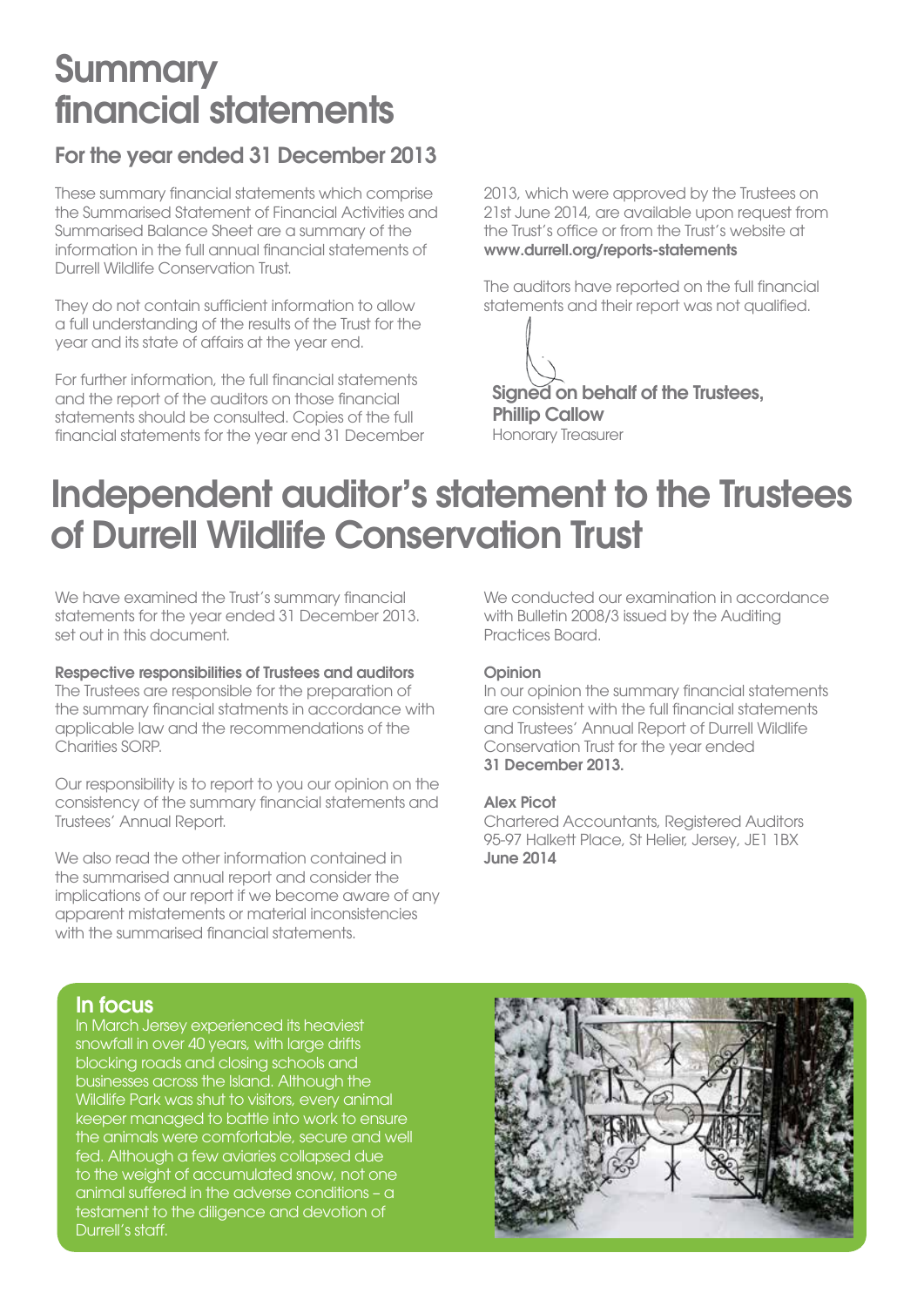# Summary financial statements

## For the year ended 31 December 2013

These summary financial statements which comprise the Summarised Statement of Financial Activities and Summarised Balance Sheet are a summary of the information in the full annual financial statements of Durrell Wildlife Conservation Trust.

They do not contain sufficient information to allow a full understanding of the results of the Trust for the year and its state of affairs at the year end.

For further information, the full financial statements and the report of the auditors on those financial statements should be consulted. Copies of the full financial statements for the year end 31 December 2013, which were approved by the Trustees on 21st June 2014, are available upon request from the Trust's office or from the Trust's website at **www.durrell.org/reports-statements**

The auditors have reported on the full financial statements and their report was not qualified.

**Signed on behalf of the Trustees,**
**Phillip Callow**
Honorary Treasurer

# Independent auditor's statement to the Trustees of Durrell Wildlife Conservation Trust

We have examined the Trust's summary financial statements for the year ended 31 December 2013. set out in this document.

**Respective responsibilities of Trustees and auditors**
The Trustees are responsible for the preparation of the summary financial statments in accordance with applicable law and the recommendations of the Charities SORP.

Our responsibility is to report to you our opinion on the consistency of the summary financial statements and Trustees' Annual Report.

We also read the other information contained in the summarised annual report and consider the implications of our report if we become aware of any apparent mistatements or material inconsistencies with the summarised financial statements.

We conducted our examination in accordance with Bulletin 2008/3 issued by the Auditing Practices Board.

**Opinion**
In our opinion the summary financial statements are consistent with the full financial statements and Trustees' Annual Report of Durrell Wildlife Conservation Trust for the year ended **31 December 2013.**

**Alex Picot**
Chartered Accountants, Registered Auditors
95-97 Halkett Place, St Helier, Jersey, JE1 1BX
**June 2014**

## In focus

In March Jersey experienced its heaviest snowfall in over 40 years, with large drifts blocking roads and closing schools and businesses across the Island. Although the Wildlife Park was shut to visitors, every animal keeper managed to battle into work to ensure the animals were comfortable, secure and well fed. Although a few aviaries collapsed due to the weight of accumulated snow, not one animal suffered in the adverse conditions – a testament to the diligence and devotion of Durrell's staff.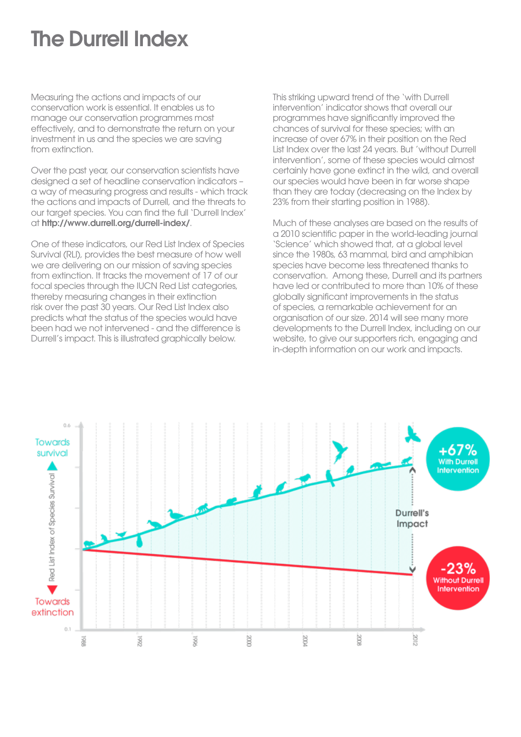# The Durrell Index

Measuring the actions and impacts of our conservation work is essential. It enables us to manage our conservation programmes most effectively, and to demonstrate the return on your investment in us and the species we are saving from extinction.

Over the past year, our conservation scientists have designed a set of headline conservation indicators – a way of measuring progress and results - which track the actions and impacts of Durrell, and the threats to our target species. You can find the full 'Durrell Index' at **http://www.durrell.org/durrell-index/**.

One of these indicators, our Red List Index of Species Survival (RLI), provides the best measure of how well we are delivering on our mission of saving species from extinction. It tracks the movement of 17 of our focal species through the IUCN Red List categories, thereby measuring changes in their extinction risk over the past 30 years. Our Red List Index also predicts what the status of the species would have been had we not intervened - and the difference is Durrell's impact. This is illustrated graphically below.

This striking upward trend of the 'with Durrell intervention' indicator shows that overall our programmes have significantly improved the chances of survival for these species; with an increase of over 67% in their position on the Red List Index over the last 24 years. But 'without Durrell intervention', some of these species would almost certainly have gone extinct in the wild, and overall our species would have been in far worse shape than they are today (decreasing on the Index by 23% from their starting position in 1988).

Much of these analyses are based on the results of a 2010 scientific paper in the world-leading journal 'Science' which showed that, at a global level since the 1980s, 63 mammal, bird and amphibian species have become less threatened thanks to conservation. Among these, Durrell and its partners have led or contributed to more than 10% of these globally significant improvements in the status of species, a remarkable achievement for an organisation of our size. 2014 will see many more developments to the Durrell Index, including on our website, to give our supporters rich, engaging and in-depth information on our work and impacts.

Towards survival

Towards extinction

Red List Index of Species Survival

1988 1992 1996 2000 2004 2008 2012

+67% With Durrell Intervention

Durrell's Impact

-23% Without Durrell Intervention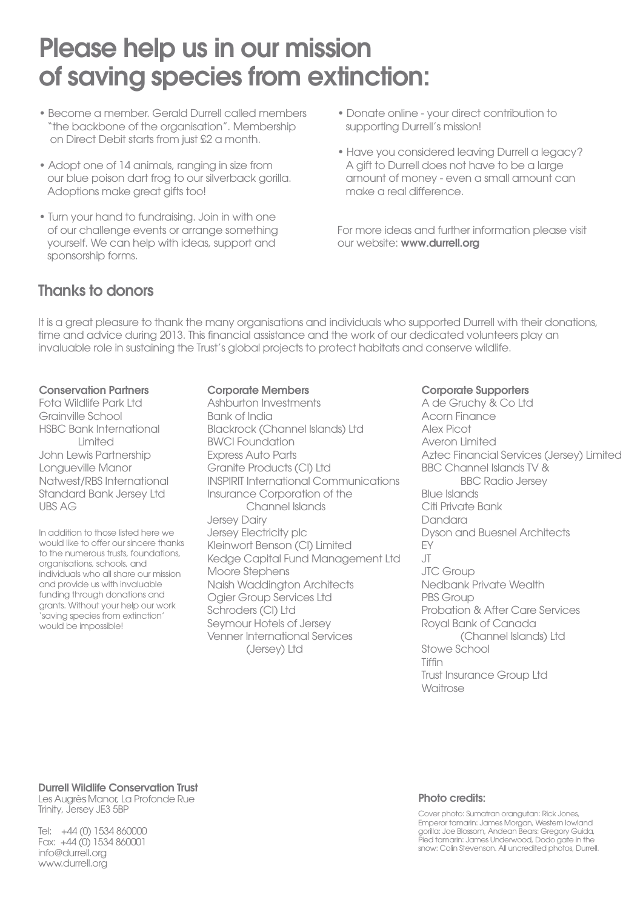# Please help us in our mission of saving species from extinction:

- Become a member. Gerald Durrell called members "the backbone of the organisation". Membership on Direct Debit starts from just £2 a month.
- Adopt one of 14 animals, ranging in size from our blue poison dart frog to our silverback gorilla. Adoptions make great gifts too!
- Turn your hand to fundraising. Join in with one of our challenge events or arrange something yourself. We can help with ideas, support and sponsorship forms.
- Donate online - your direct contribution to supporting Durrell's mission!
- Have you considered leaving Durrell a legacy? A gift to Durrell does not have to be a large amount of money - even a small amount can make a real difference.

For more ideas and further information please visit our website: **www.durrell.org**

## Thanks to donors

It is a great pleasure to thank the many organisations and individuals who supported Durrell with their donations, time and advice during 2013. This financial assistance and the work of our dedicated volunteers play an invaluable role in sustaining the Trust's global projects to protect habitats and conserve wildlife.

**Conservation Partners**

Fota Wildlife Park Ltd
Grainville School
HSBC Bank International Limited
John Lewis Partnership
Longueville Manor
Natwest/RBS International
Standard Bank Jersey Ltd
UBS AG

In addition to those listed here we would like to offer our sincere thanks to the numerous trusts, foundations, organisations, schools, and individuals who all share our mission and provide us with invaluable funding through donations and grants. Without your help our work 'saving species from extinction' would be impossible!

**Corporate Members**

Ashburton Investments
Bank of India
Blackrock (Channel Islands) Ltd
BWCI Foundation
Express Auto Parts
Granite Products (CI) Ltd
INSPIRIT International Communications
Insurance Corporation of the Channel Islands
Jersey Dairy
Jersey Electricity plc
Kleinwort Benson (CI) Limited
Kedge Capital Fund Management Ltd
Moore Stephens
Naish Waddington Architects
Ogier Group Services Ltd
Schroders (CI) Ltd
Seymour Hotels of Jersey
Venner International Services (Jersey) Ltd

**Corporate Supporters**

A de Gruchy & Co Ltd
Acorn Finance
Alex Picot
Averon Limited
Aztec Financial Services (Jersey) Limited
BBC Channel Islands TV & BBC Radio Jersey
Blue Islands
Citi Private Bank
Dandara
Dyson and Buesnel Architects
EY
JT
JTC Group
Nedbank Private Wealth
PBS Group
Probation & After Care Services
Royal Bank of Canada (Channel Islands) Ltd
Stowe School
Tiffin
Trust Insurance Group Ltd
Waitrose

**Durrell Wildlife Conservation Trust**
Les Augrès Manor, La Profonde Rue
Trinity, Jersey JE3 5BP

Tel: +44 (0) 1534 860000
Fax: +44 (0) 1534 860001
info@durrell.org
www.durrell.org

**Photo credits:**

Cover photo: Sumatran orangutan: Rick Jones, Emperor tamarin: James Morgan, Western lowland gorilla: Joe Blossom, Andean Bears: Gregory Guida, Pied tamarin: James Underwood, Dodo gate in the snow: Colin Stevenson. All uncredited photos, Durrell.